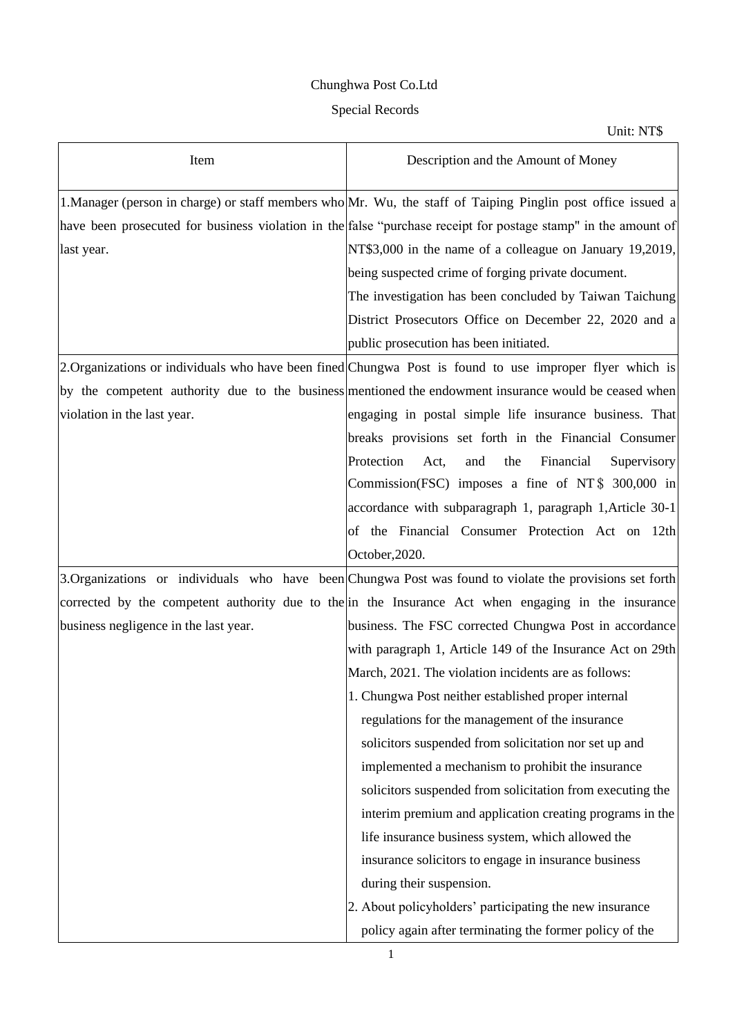Chunghwa Post Co.Ltd

Special Records

Unit: NT$

| Item | Description and the Amount of Money |
|---|---|
| 1.Manager (person in charge) or staff members who have been prosecuted for business violation in the last year. | Mr. Wu, the staff of Taiping Pinglin post office issued a false "purchase receipt for postage stamp" in the amount of NT$3,000 in the name of a colleague on January 19,2019, being suspected crime of forging private document.<br>The investigation has been concluded by Taiwan Taichung District Prosecutors Office on December 22, 2020 and a public prosecution has been initiated. |
| 2.Organizations or individuals who have been fined by the competent authority due to the business violation in the last year. | Chungwa Post is found to use improper flyer which is mentioned the endowment insurance would be ceased when engaging in postal simple life insurance business. That breaks provisions set forth in the Financial Consumer Protection Act, and the Financial Supervisory Commission(FSC) imposes a fine of NT$ 300,000 in accordance with subparagraph 1, paragraph 1,Article 30-1 of the Financial Consumer Protection Act on 12th October,2020. |
| 3.Organizations or individuals who have been corrected by the competent authority due to the business negligence in the last year. | Chungwa Post was found to violate the provisions set forth in the Insurance Act when engaging in the insurance business. The FSC corrected Chungwa Post in accordance with paragraph 1, Article 149 of the Insurance Act on 29th March, 2021. The violation incidents are as follows:<br>1. Chungwa Post neither established proper internal regulations for the management of the insurance solicitors suspended from solicitation nor set up and implemented a mechanism to prohibit the insurance solicitors suspended from solicitation from executing the interim premium and application creating programs in the life insurance business system, which allowed the insurance solicitors to engage in insurance business during their suspension.<br>2. About policyholders' participating the new insurance policy again after terminating the former policy of the |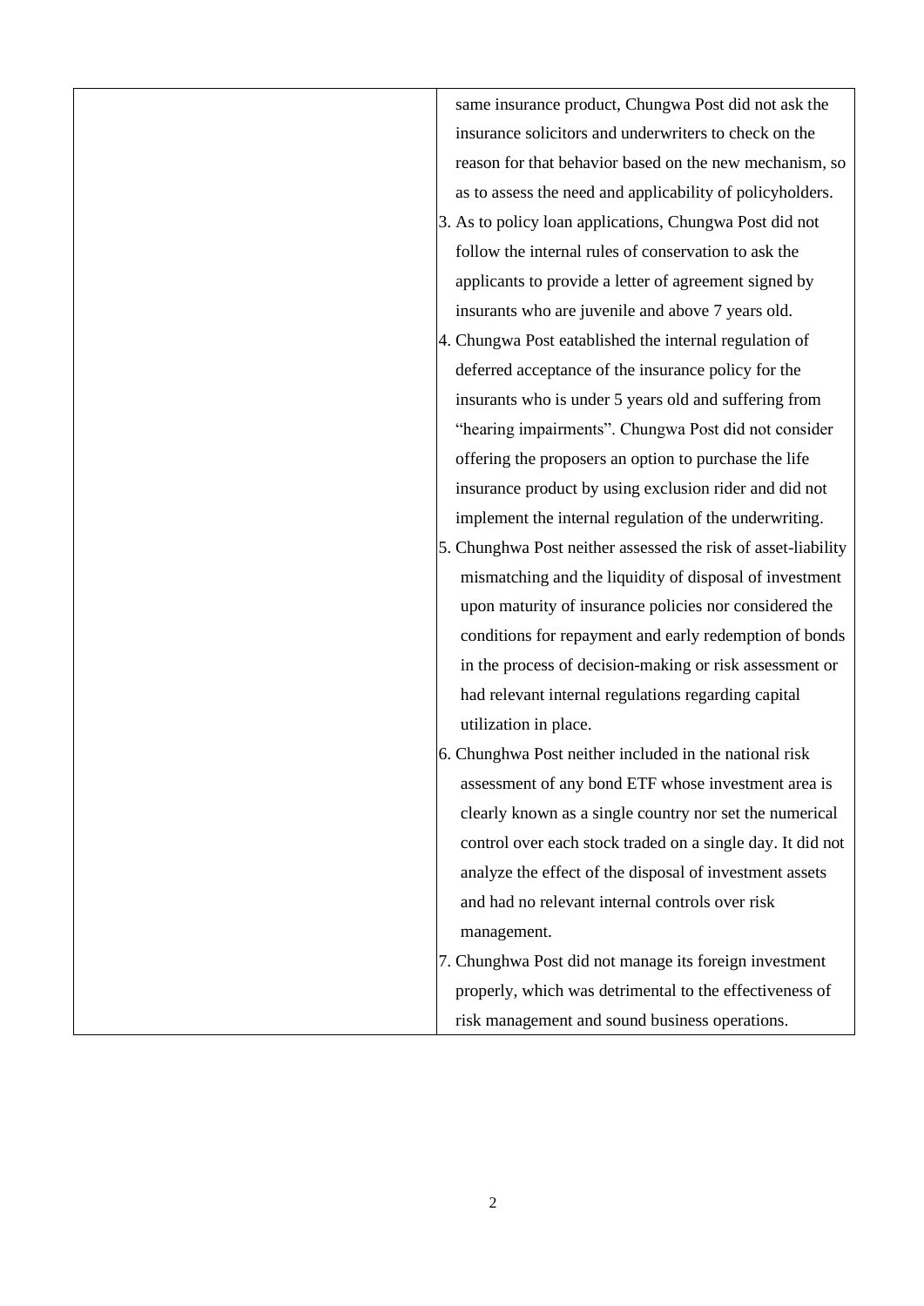| | |
|---|---|
| | same insurance product, Chungwa Post did not ask the insurance solicitors and underwriters to check on the reason for that behavior based on the new mechanism, so as to assess the need and applicability of policyholders.<br>3. As to policy loan applications, Chungwa Post did not follow the internal rules of conservation to ask the applicants to provide a letter of agreement signed by insurants who are juvenile and above 7 years old.<br>4. Chungwa Post eatablished the internal regulation of deferred acceptance of the insurance policy for the insurants who is under 5 years old and suffering from “hearing impairments”. Chungwa Post did not consider offering the proposers an option to purchase the life insurance product by using exclusion rider and did not implement the internal regulation of the underwriting.<br>5. Chunghwa Post neither assessed the risk of asset-liability mismatching and the liquidity of disposal of investment upon maturity of insurance policies nor considered the conditions for repayment and early redemption of bonds in the process of decision-making or risk assessment or had relevant internal regulations regarding capital utilization in place.<br>6. Chunghwa Post neither included in the national risk assessment of any bond ETF whose investment area is clearly known as a single country nor set the numerical control over each stock traded on a single day. It did not analyze the effect of the disposal of investment assets and had no relevant internal controls over risk management.<br>7. Chunghwa Post did not manage its foreign investment properly, which was detrimental to the effectiveness of risk management and sound business operations. |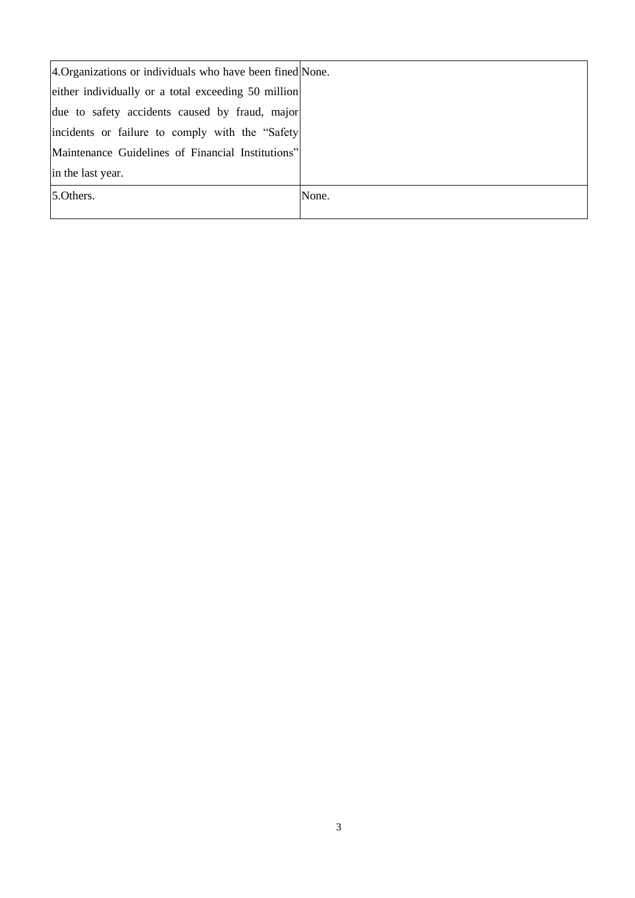| | |
|---|---|
| 4.Organizations or individuals who have been fined either individually or a total exceeding 50 million due to safety accidents caused by fraud, major incidents or failure to comply with the "Safety Maintenance Guidelines of Financial Institutions" in the last year. | None. |
| 5.Others. | None. |